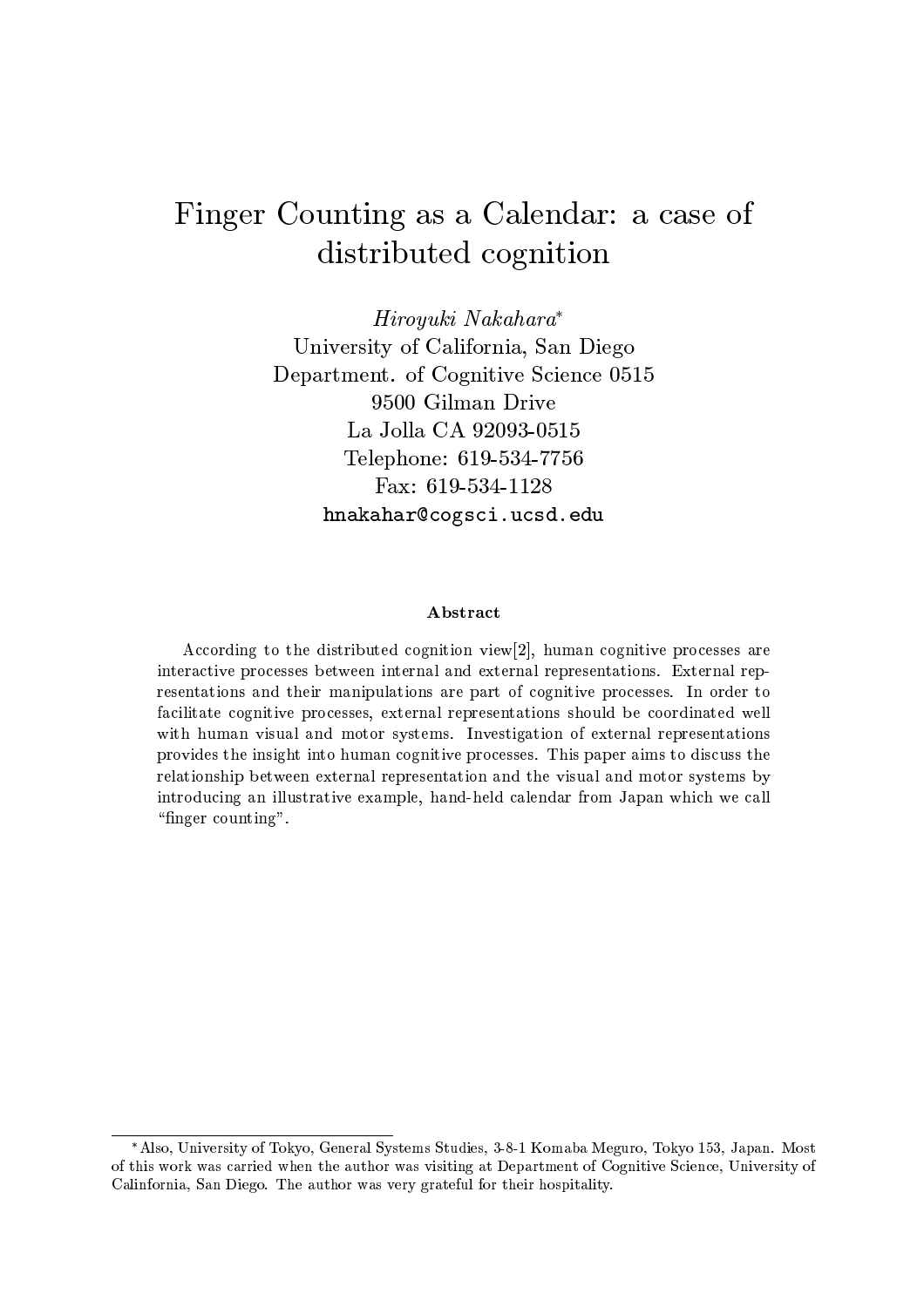# Finger Counting as a Calendar: a case of distributed cognition

*Hiroyuki Nakahara*[*]
University of California, San Diego
Department. of Cognitive Science 0515
9500 Gilman Drive
La Jolla CA 92093-0515
Telephone: 619-534-7756
Fax: 619-534-1128
hnakahar@cogsci.ucsd.edu

### Abstract

According to the distributed cognition view[2], human cognitive processes are interactive processes between internal and external representations. External representations and their manipulations are part of cognitive processes. In order to facilitate cognitive processes, external representations should be coordinated well with human visual and motor systems. Investigation of external representations provides the insight into human cognitive processes. This paper aims to discuss the relationship between external representation and the visual and motor systems by introducing an illustrative example, hand-held calendar from Japan which we call "finger counting".

---

[*] Also, University of Tokyo, General Systems Studies, 3-8-1 Komaba Meguro, Tokyo 153, Japan. Most of this work was carried when the author was visiting at Department of Cognitive Science, University of Calinfornia, San Diego. The author was very grateful for their hospitality.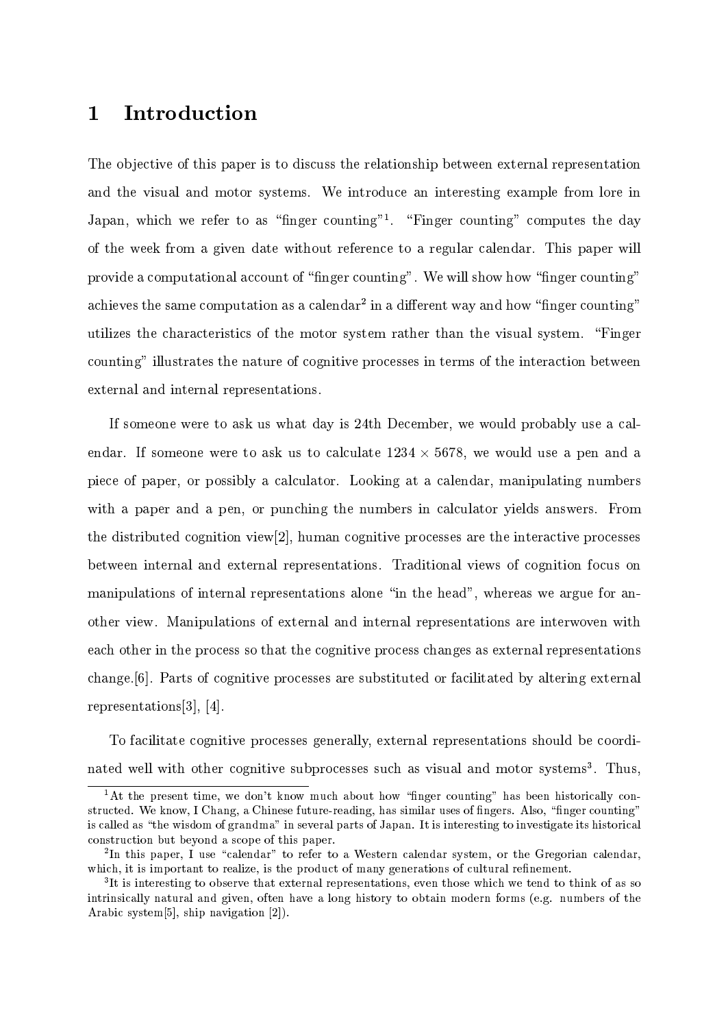# 1 Introduction

The objective of this paper is to discuss the relationship between external representation and the visual and motor systems. We introduce an interesting example from lore in Japan, which we refer to as "finger counting"[1]. "Finger counting" computes the day of the week from a given date without reference to a regular calendar. This paper will provide a computational account of "finger counting". We will show how "finger counting" achieves the same computation as a calendar[2] in a different way and how "finger counting" utilizes the characteristics of the motor system rather than the visual system. "Finger counting" illustrates the nature of cognitive processes in terms of the interaction between external and internal representations.

If someone were to ask us what day is 24th December, we would probably use a calendar. If someone were to ask us to calculate $1234 \times 5678$, we would use a pen and a piece of paper, or possibly a calculator. Looking at a calendar, manipulating numbers with a paper and a pen, or punching the numbers in calculator yields answers. From the distributed cognition view[2], human cognitive processes are the interactive processes between internal and external representations. Traditional views of cognition focus on manipulations of internal representations alone "in the head", whereas we argue for another view. Manipulations of external and internal representations are interwoven with each other in the process so that the cognitive process changes as external representations change.[6]. Parts of cognitive processes are substituted or facilitated by altering external representations[3], [4].

To facilitate cognitive processes generally, external representations should be coordinated well with other cognitive subprocesses such as visual and motor systems[3]. Thus,

[1] At the present time, we don't know much about how "finger counting" has been historically constructed. We know, I Chang, a Chinese future-reading, has similar uses of fingers. Also, "finger counting" is called as "the wisdom of grandma" in several parts of Japan. It is interesting to investigate its historical construction but beyond a scope of this paper.

[2] In this paper, I use "calendar" to refer to a Western calendar system, or the Gregorian calendar, which, it is important to realize, is the product of many generations of cultural refinement.

[3] It is interesting to observe that external representations, even those which we tend to think of as so intrinsically natural and given, often have a long history to obtain modern forms (e.g. numbers of the Arabic system[5], ship navigation [2]).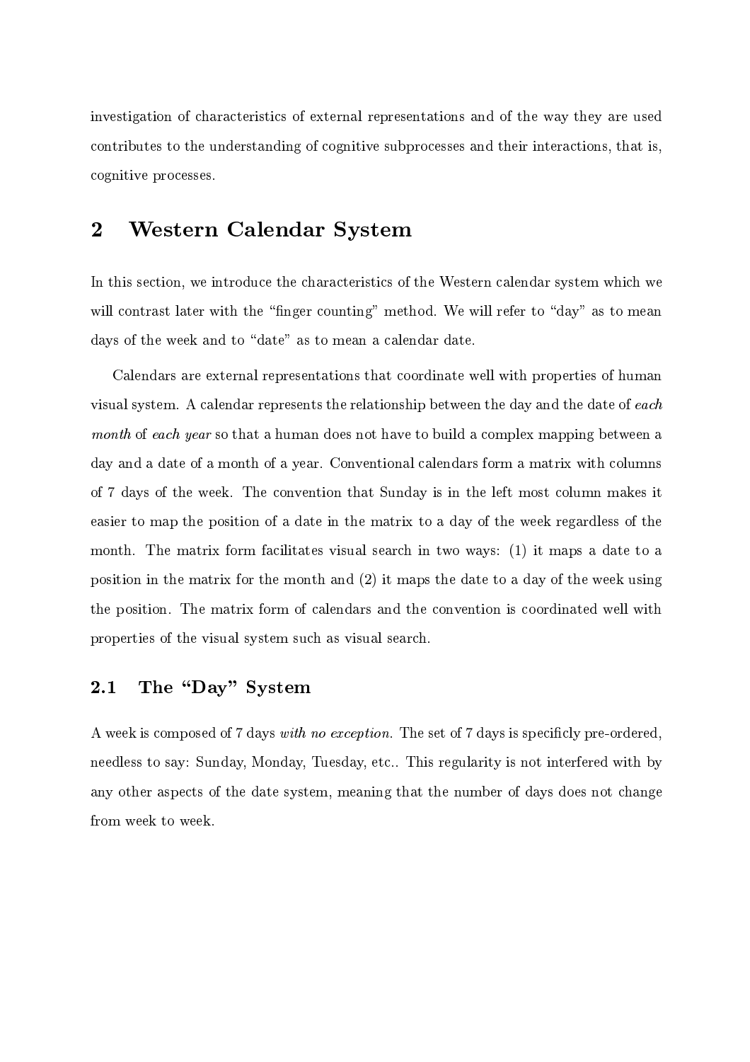investigation of characteristics of external representations and of the way they are used contributes to the understanding of cognitive subprocesses and their interactions, that is, cognitive processes.

## 2 Western Calendar System

In this section, we introduce the characteristics of the Western calendar system which we will contrast later with the "finger counting" method. We will refer to "day" as to mean days of the week and to "date" as to mean a calendar date.

Calendars are external representations that coordinate well with properties of human visual system. A calendar represents the relationship between the day and the date of *each month* of *each year* so that a human does not have to build a complex mapping between a day and a date of a month of a year. Conventional calendars form a matrix with columns of 7 days of the week. The convention that Sunday is in the left most column makes it easier to map the position of a date in the matrix to a day of the week regardless of the month. The matrix form facilitates visual search in two ways: (1) it maps a date to a position in the matrix for the month and (2) it maps the date to a day of the week using the position. The matrix form of calendars and the convention is coordinated well with properties of the visual system such as visual search.

### 2.1 The "Day" System

A week is composed of 7 days *with no exception*. The set of 7 days is specificly pre-ordered, needless to say: Sunday, Monday, Tuesday, etc.. This regularity is not interfered with by any other aspects of the date system, meaning that the number of days does not change from week to week.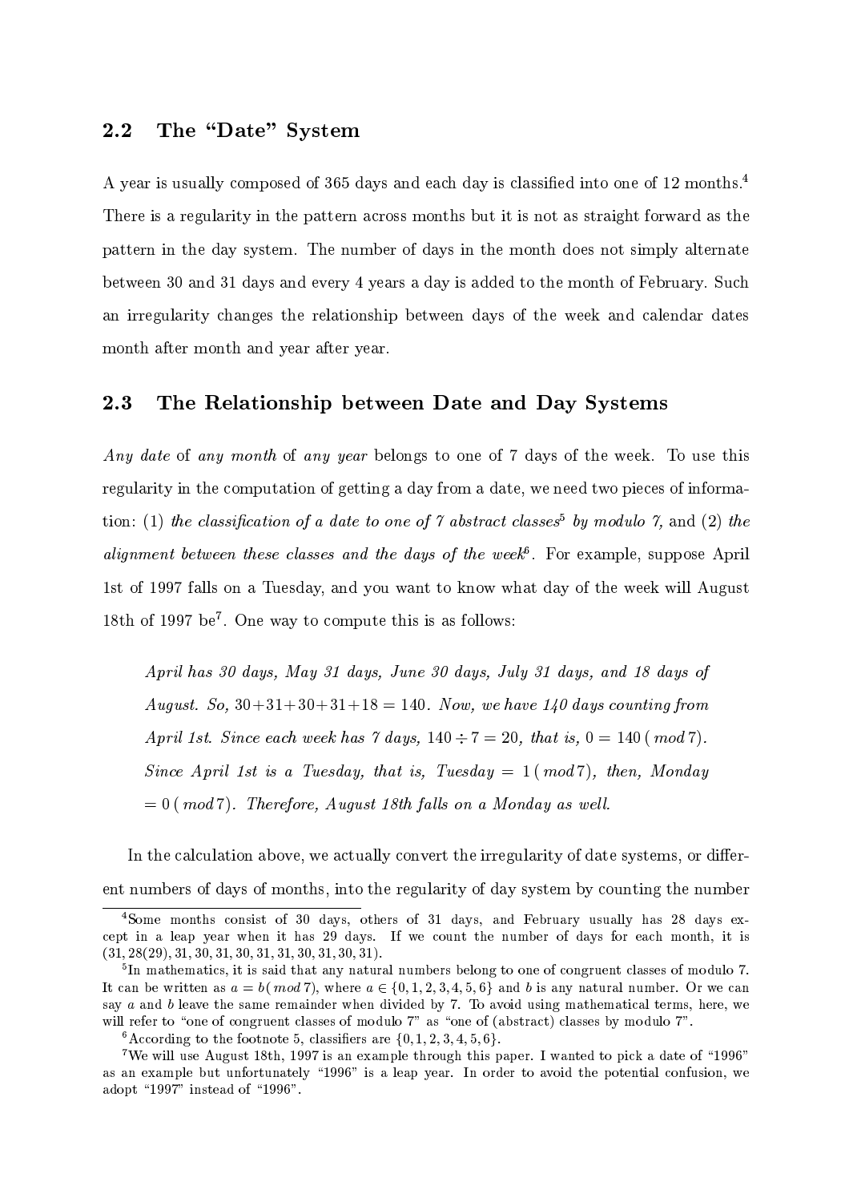## 2.2 The "Date" System

A year is usually composed of 365 days and each day is classified into one of 12 months.[4] There is a regularity in the pattern across months but it is not as straight forward as the pattern in the day system. The number of days in the month does not simply alternate between 30 and 31 days and every 4 years a day is added to the month of February. Such an irregularity changes the relationship between days of the week and calendar dates month after month and year after year.

## 2.3 The Relationship between Date and Day Systems

*Any date* of *any month* of *any year* belongs to one of 7 days of the week. To use this regularity in the computation of getting a day from a date, we need two pieces of information: (1) *the classification of a date to one of 7 abstract classes*[5] *by modulo 7,* and (2) *the alignment between these classes and the days of the week*[6]. For example, suppose April 1st of 1997 falls on a Tuesday, and you want to know what day of the week will August 18th of 1997 be[7]. One way to compute this is as follows:

> *April has 30 days, May 31 days, June 30 days, July 31 days, and 18 days of August. So,* $30+31+30+31+18 = 140$. *Now, we have 140 days counting from April 1st. Since each week has 7 days,* $140 \div 7 = 20$, *that is,* $0 = 140\,(\,mod\,7)$. *Since April 1st is a Tuesday, that is, Tuesday* $= 1\,(\,mod 7)$, *then, Monday* $= 0\,(\,mod 7)$. *Therefore, August 18th falls on a Monday as well.*

In the calculation above, we actually convert the irregularity of date systems, or different numbers of days of months, into the regularity of day system by counting the number

---

[4] Some months consist of 30 days, others of 31 days, and February usually has 28 days except in a leap year when it has 29 days. If we count the number of days for each month, it is $(31, 28(29), 31, 30, 31, 30, 31, 31, 30, 31, 30, 31)$.

[5] In mathematics, it is said that any natural numbers belong to one of congruent classes of modulo 7. It can be written as $a = b(\,mod\,7)$, where $a \in \{0, 1, 2, 3, 4, 5, 6\}$ and $b$ is any natural number. Or we can say $a$ and $b$ leave the same remainder when divided by 7. To avoid using mathematical terms, here, we will refer to "one of congruent classes of modulo 7" as "one of (abstract) classes by modulo 7".

[6] According to the footnote 5, classifiers are $\{0, 1, 2, 3, 4, 5, 6\}$.

[7] We will use August 18th, 1997 is an example through this paper. I wanted to pick a date of "1996" as an example but unfortunately "1996" is a leap year. In order to avoid the potential confusion, we adopt "1997" instead of "1996".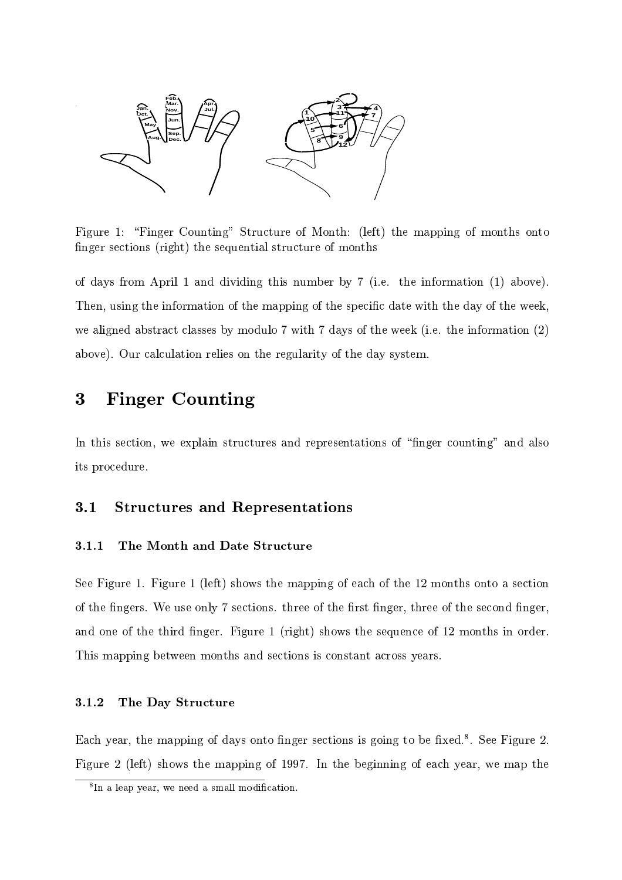Figure 1: "Finger Counting" Structure of Month: (left) the mapping of months onto finger sections (right) the sequential structure of months

of days from April 1 and dividing this number by 7 (i.e. the information (1) above). Then, using the information of the mapping of the specific date with the day of the week, we aligned abstract classes by modulo 7 with 7 days of the week (i.e. the information (2) above). Our calculation relies on the regularity of the day system.

# 3 Finger Counting

In this section, we explain structures and representations of "finger counting" and also its procedure.

## 3.1 Structures and Representations

### 3.1.1 The Month and Date Structure

See Figure 1. Figure 1 (left) shows the mapping of each of the 12 months onto a section of the fingers. We use only 7 sections. three of the first finger, three of the second finger, and one of the third finger. Figure 1 (right) shows the sequence of 12 months in order. This mapping between months and sections is constant across years.

### 3.1.2 The Day Structure

Each year, the mapping of days onto finger sections is going to be fixed.[8]. See Figure 2. Figure 2 (left) shows the mapping of 1997. In the beginning of each year, we map the

[8] In a leap year, we need a small modification.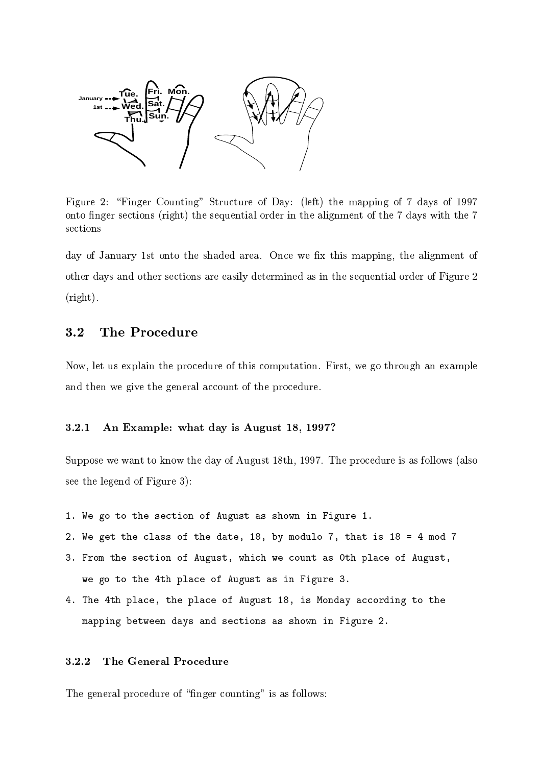Figure 2: "Finger Counting" Structure of Day: (left) the mapping of 7 days of 1997 onto finger sections (right) the sequential order in the alignment of the 7 days with the 7 sections

day of January 1st onto the shaded area. Once we fix this mapping, the alignment of other days and other sections are easily determined as in the sequential order of Figure 2 (right).

## 3.2 The Procedure

Now, let us explain the procedure of this computation. First, we go through an example and then we give the general account of the procedure.

### 3.2.1 An Example: what day is August 18, 1997?

Suppose we want to know the day of August 18th, 1997. The procedure is as follows (also see the legend of Figure 3):

```
1. We go to the section of August as shown in Figure 1.
2. We get the class of the date, 18, by modulo 7, that is 18 = 4 mod 7
3. From the section of August, which we count as 0th place of August,
   we go to the 4th place of August as in Figure 3.
4. The 4th place, the place of August 18, is Monday according to the
   mapping between days and sections as shown in Figure 2.
```

### 3.2.2 The General Procedure

The general procedure of "finger counting" is as follows: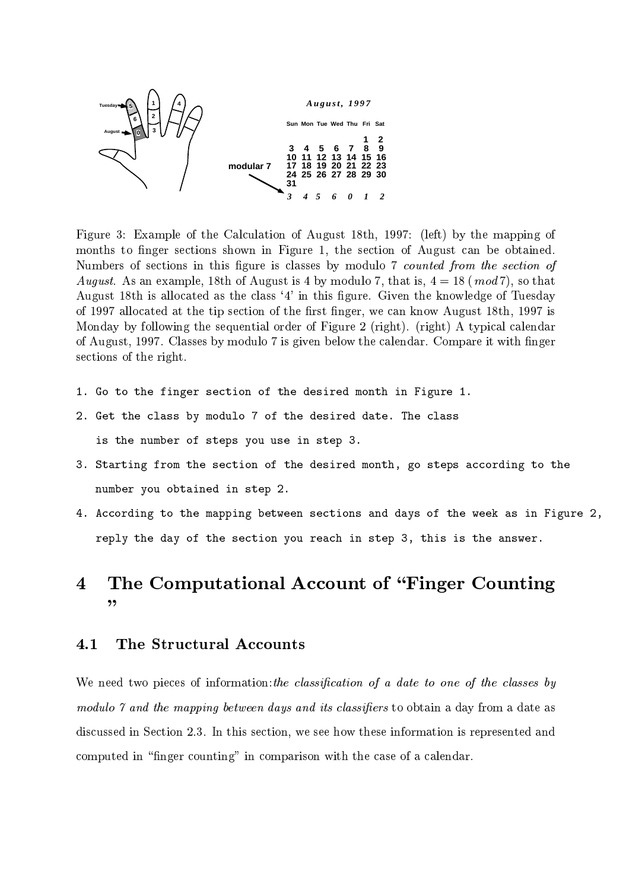Figure 3: Example of the Calculation of August 18th, 1997: (left) by the mapping of months to finger sections shown in Figure 1, the section of August can be obtained. Numbers of sections in this figure is classes by modulo 7 *counted from the section of August*. As an example, 18th of August is 4 by modulo 7, that is, $4 = 18\ (mod\,7)$, so that August 18th is allocated as the class '4' in this figure. Given the knowledge of Tuesday of 1997 allocated at the tip section of the first finger, we can know August 18th, 1997 is Monday by following the sequential order of Figure 2 (right). (right) A typical calendar of August, 1997. Classes by modulo 7 is given below the calendar. Compare it with finger sections of the right.

```
1. Go to the finger section of the desired month in Figure 1.
2. Get the class by modulo 7 of the desired date. The class
   is the number of steps you use in step 3.
3. Starting from the section of the desired month, go steps according to the
   number you obtained in step 2.
4. According to the mapping between sections and days of the week as in Figure 2,
   reply the day of the section you reach in step 3, this is the answer.
```

# 4 The Computational Account of "Finger Counting"

## 4.1 The Structural Accounts

We need two pieces of information: *the classification of a date to one of the classes by modulo 7 and the mapping between days and its classifiers* to obtain a day from a date as discussed in Section 2.3. In this section, we see how these information is represented and computed in "finger counting" in comparison with the case of a calendar.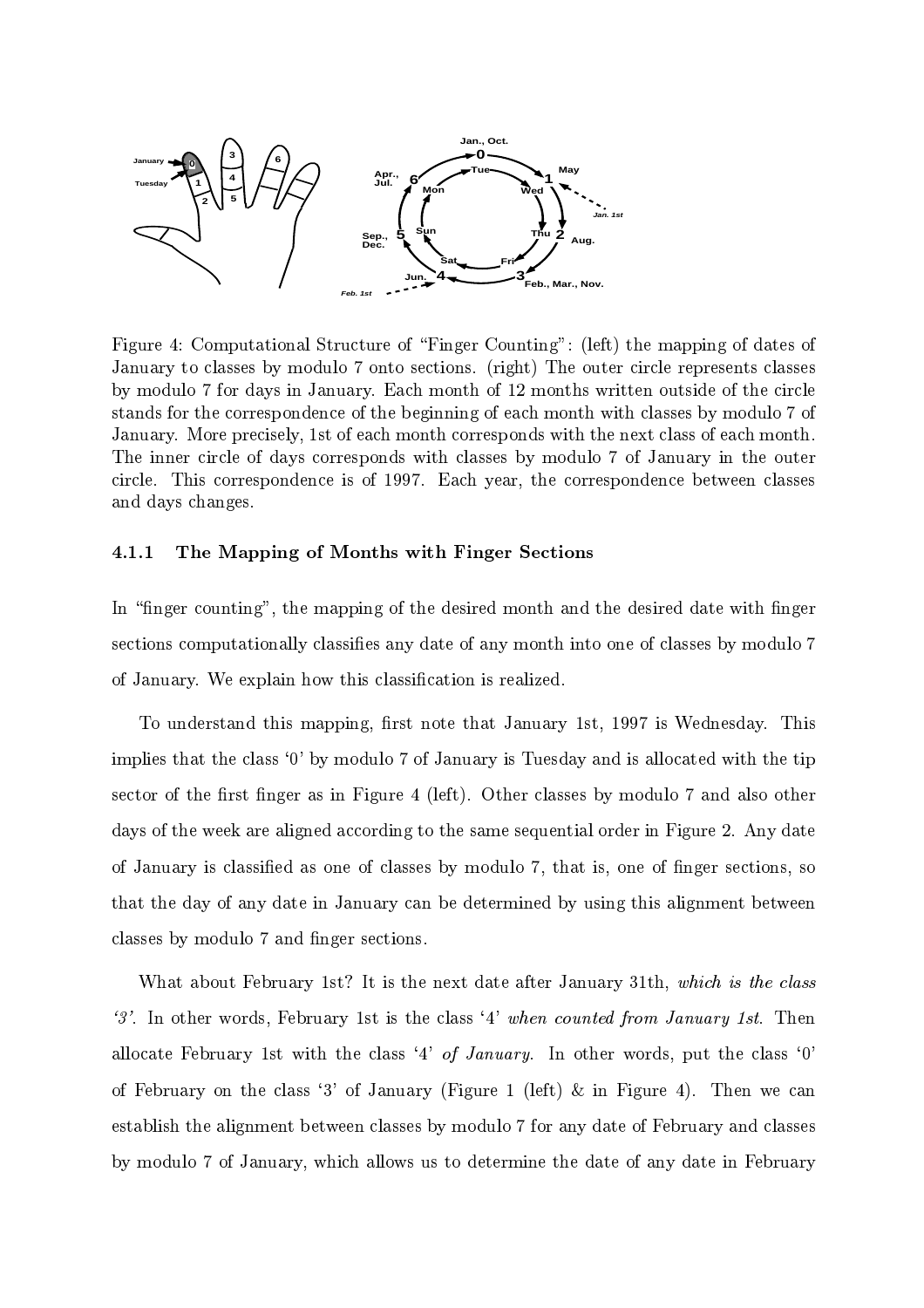Figure 4: Computational Structure of "Finger Counting": (left) the mapping of dates of January to classes by modulo 7 onto sections. (right) The outer circle represents classes by modulo 7 for days in January. Each month of 12 months written outside of the circle stands for the correspondence of the beginning of each month with classes by modulo 7 of January. More precisely, 1st of each month corresponds with the next class of each month. The inner circle of days corresponds with classes by modulo 7 of January in the outer circle. This correspondence is of 1997. Each year, the correspondence between classes and days changes.

### 4.1.1 The Mapping of Months with Finger Sections

In "finger counting", the mapping of the desired month and the desired date with finger sections computationally classifies any date of any month into one of classes by modulo 7 of January. We explain how this classification is realized.

To understand this mapping, first note that January 1st, 1997 is Wednesday. This implies that the class '0' by modulo 7 of January is Tuesday and is allocated with the tip sector of the first finger as in Figure 4 (left). Other classes by modulo 7 and also other days of the week are aligned according to the same sequential order in Figure 2. Any date of January is classified as one of classes by modulo 7, that is, one of finger sections, so that the day of any date in January can be determined by using this alignment between classes by modulo 7 and finger sections.

What about February 1st? It is the next date after January 31th, *which is the class '3'*. In other words, February 1st is the class '4' *when counted from January 1st*. Then allocate February 1st with the class '4' *of January*. In other words, put the class '0' of February on the class '3' of January (Figure 1 (left) & in Figure 4). Then we can establish the alignment between classes by modulo 7 for any date of February and classes by modulo 7 of January, which allows us to determine the date of any date in February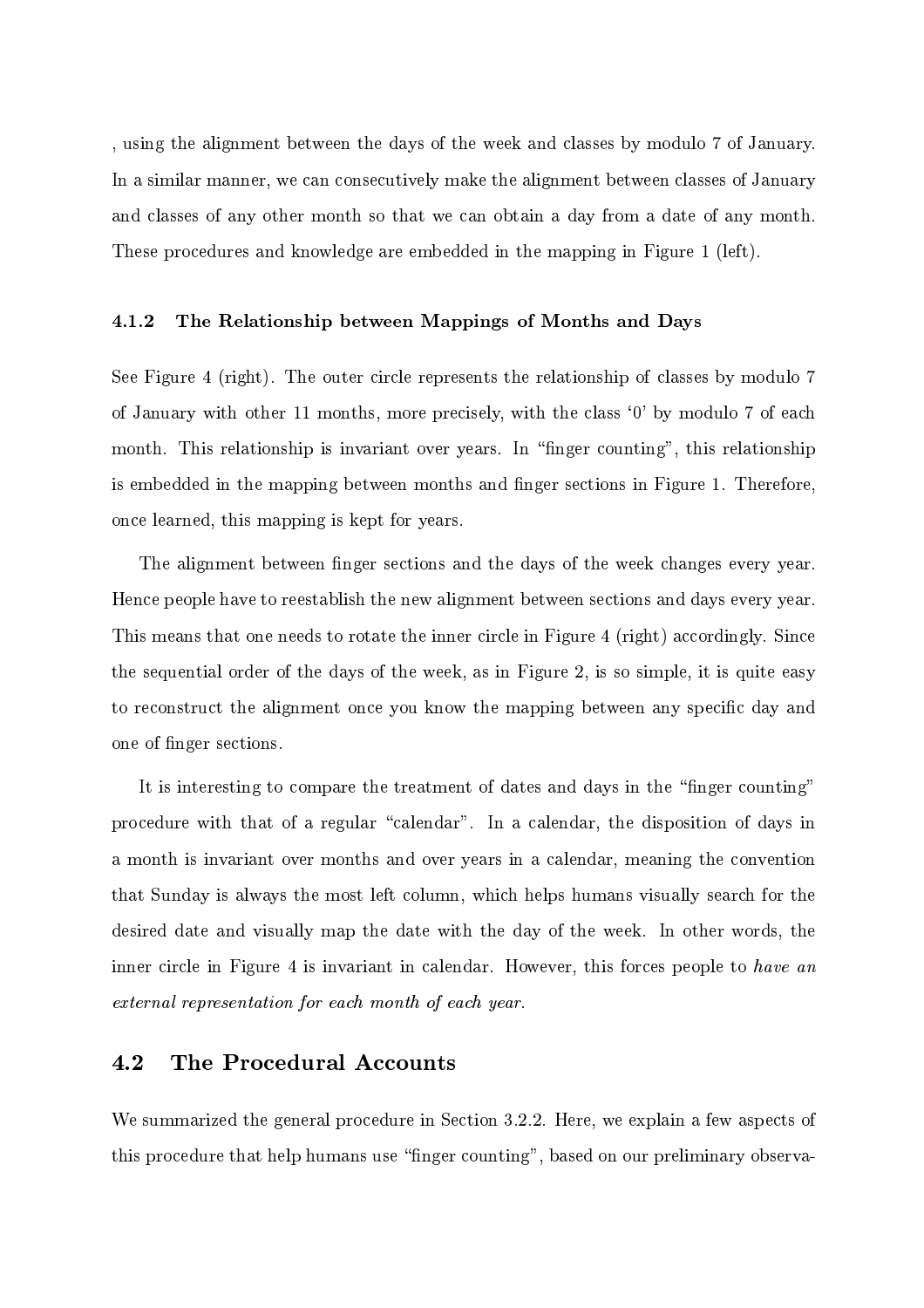, using the alignment between the days of the week and classes by modulo 7 of January. In a similar manner, we can consecutively make the alignment between classes of January and classes of any other month so that we can obtain a day from a date of any month. These procedures and knowledge are embedded in the mapping in Figure 1 (left).

#### 4.1.2 The Relationship between Mappings of Months and Days

See Figure 4 (right). The outer circle represents the relationship of classes by modulo 7 of January with other 11 months, more precisely, with the class '0' by modulo 7 of each month. This relationship is invariant over years. In "finger counting", this relationship is embedded in the mapping between months and finger sections in Figure 1. Therefore, once learned, this mapping is kept for years.

The alignment between finger sections and the days of the week changes every year. Hence people have to reestablish the new alignment between sections and days every year. This means that one needs to rotate the inner circle in Figure 4 (right) accordingly. Since the sequential order of the days of the week, as in Figure 2, is so simple, it is quite easy to reconstruct the alignment once you know the mapping between any specific day and one of finger sections.

It is interesting to compare the treatment of dates and days in the "finger counting" procedure with that of a regular "calendar". In a calendar, the disposition of days in a month is invariant over months and over years in a calendar, meaning the convention that Sunday is always the most left column, which helps humans visually search for the desired date and visually map the date with the day of the week. In other words, the inner circle in Figure 4 is invariant in calendar. However, this forces people to *have an external representation for each month of each year*.

### 4.2 The Procedural Accounts

We summarized the general procedure in Section 3.2.2. Here, we explain a few aspects of this procedure that help humans use "finger counting", based on our preliminary observa-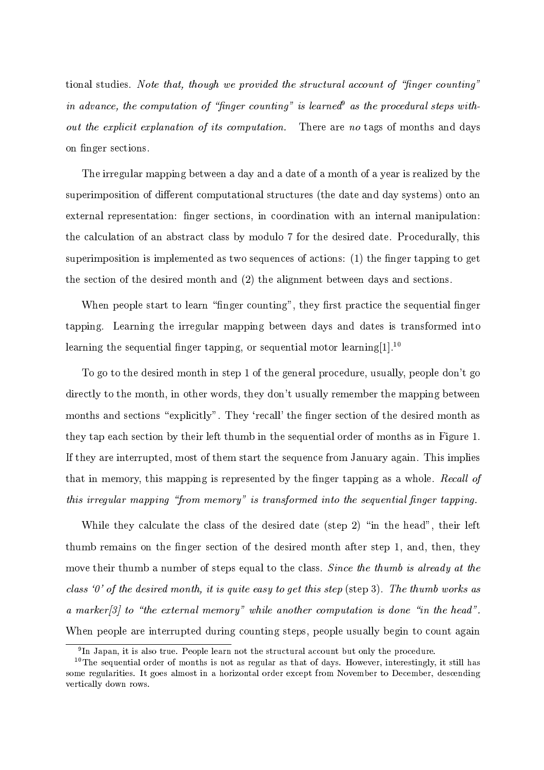tional studies. *Note that, though we provided the structural account of "finger counting" in advance, the computation of "finger counting" is learned*[9] *as the procedural steps without the explicit explanation of its computation.* There are *no* tags of months and days on finger sections.

The irregular mapping between a day and a date of a month of a year is realized by the superimposition of different computational structures (the date and day systems) onto an external representation: finger sections, in coordination with an internal manipulation: the calculation of an abstract class by modulo 7 for the desired date. Procedurally, this superimposition is implemented as two sequences of actions: (1) the finger tapping to get the section of the desired month and (2) the alignment between days and sections.

When people start to learn "finger counting", they first practice the sequential finger tapping. Learning the irregular mapping between days and dates is transformed into learning the sequential finger tapping, or sequential motor learning[1].[10]

To go to the desired month in step 1 of the general procedure, usually, people don't go directly to the month, in other words, they don't usually remember the mapping between months and sections "explicitly". They 'recall' the finger section of the desired month as they tap each section by their left thumb in the sequential order of months as in Figure 1. If they are interrupted, most of them start the sequence from January again. This implies that in memory, this mapping is represented by the finger tapping as a whole. *Recall of this irregular mapping "from memory" is transformed into the sequential finger tapping.*

While they calculate the class of the desired date (step 2) "in the head", their left thumb remains on the finger section of the desired month after step 1, and, then, they move their thumb a number of steps equal to the class. *Since the thumb is already at the class '0' of the desired month, it is quite easy to get this step* (step 3). *The thumb works as a marker[3] to "the external memory" while another computation is done "in the head".* When people are interrupted during counting steps, people usually begin to count again

---

[9] In Japan, it is also true. People learn not the structural account but only the procedure.

[10] The sequential order of months is not as regular as that of days. However, interestingly, it still has some regularities. It goes almost in a horizontal order except from November to December, descending vertically down rows.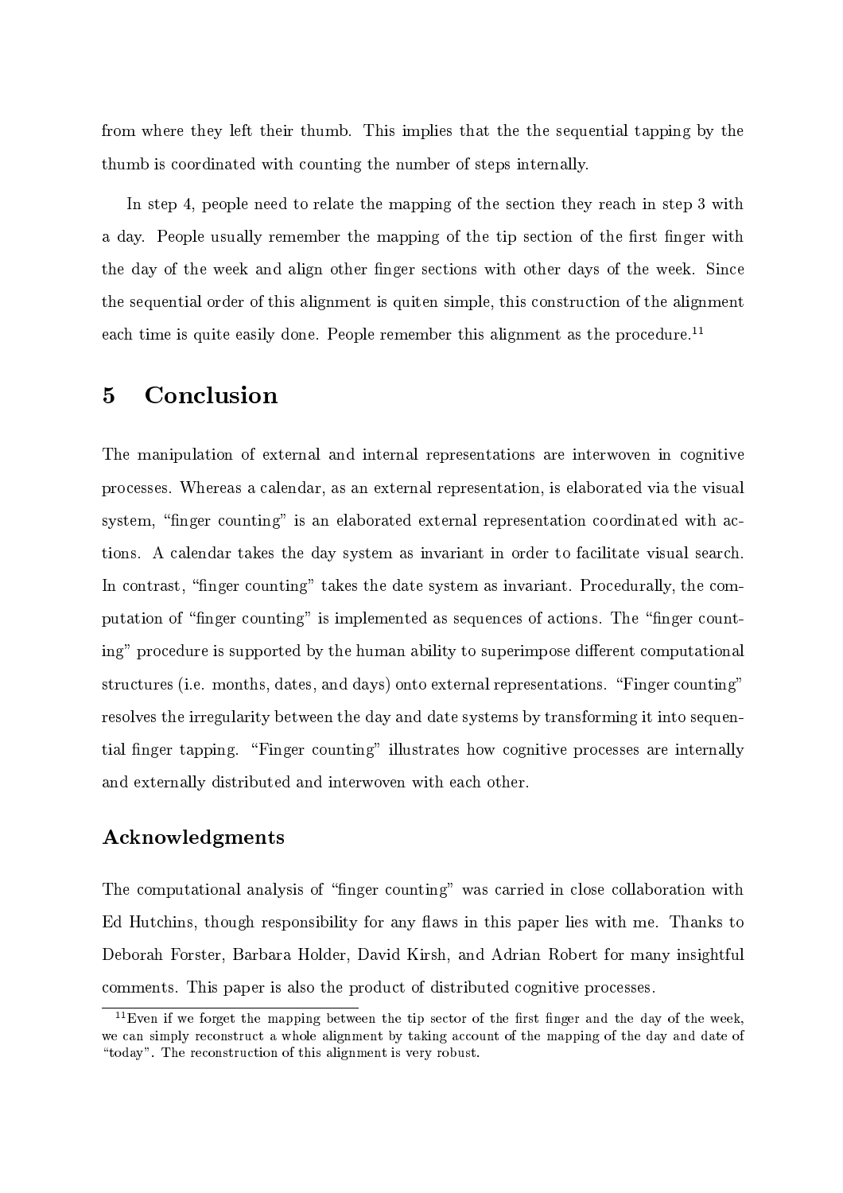from where they left their thumb. This implies that the the sequential tapping by the thumb is coordinated with counting the number of steps internally.

In step 4, people need to relate the mapping of the section they reach in step 3 with a day. People usually remember the mapping of the tip section of the first finger with the day of the week and align other finger sections with other days of the week. Since the sequential order of this alignment is quiten simple, this construction of the alignment each time is quite easily done. People remember this alignment as the procedure.[11]

# 5 Conclusion

The manipulation of external and internal representations are interwoven in cognitive processes. Whereas a calendar, as an external representation, is elaborated via the visual system, "finger counting" is an elaborated external representation coordinated with actions. A calendar takes the day system as invariant in order to facilitate visual search. In contrast, "finger counting" takes the date system as invariant. Procedurally, the computation of "finger counting" is implemented as sequences of actions. The "finger counting" procedure is supported by the human ability to superimpose different computational structures (i.e. months, dates, and days) onto external representations. "Finger counting" resolves the irregularity between the day and date systems by transforming it into sequential finger tapping. "Finger counting" illustrates how cognitive processes are internally and externally distributed and interwoven with each other.

## Acknowledgments

The computational analysis of "finger counting" was carried in close collaboration with Ed Hutchins, though responsibility for any flaws in this paper lies with me. Thanks to Deborah Forster, Barbara Holder, David Kirsh, and Adrian Robert for many insightful comments. This paper is also the product of distributed cognitive processes.

[11] Even if we forget the mapping between the tip sector of the first finger and the day of the week, we can simply reconstruct a whole alignment by taking account of the mapping of the day and date of "today". The reconstruction of this alignment is very robust.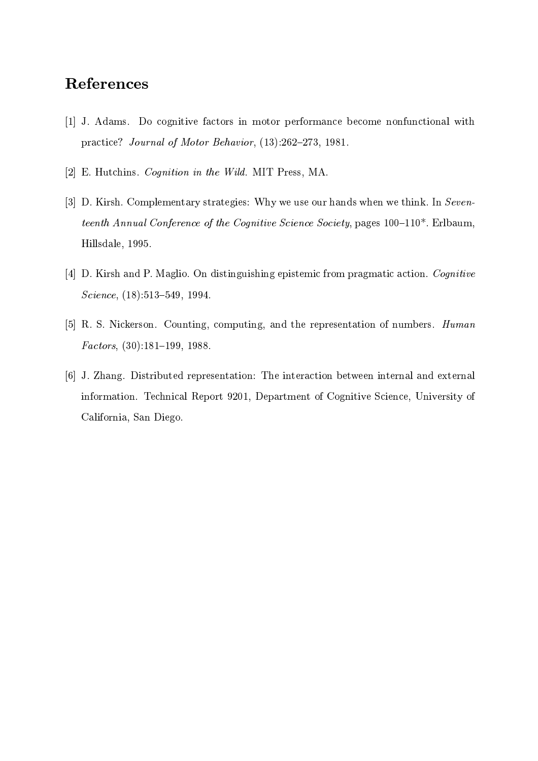## References

[1] J. Adams. Do cognitive factors in motor performance become nonfunctional with practice? *Journal of Motor Behavior*, (13):262–273, 1981.

[2] E. Hutchins. *Cognition in the Wild.* MIT Press, MA.

[3] D. Kirsh. Complementary strategies: Why we use our hands when we think. In *Seventeenth Annual Conference of the Cognitive Science Society*, pages 100–110*. Erlbaum, Hillsdale, 1995.

[4] D. Kirsh and P. Maglio. On distinguishing epistemic from pragmatic action. *Cognitive Science*, (18):513–549, 1994.

[5] R. S. Nickerson. Counting, computing, and the representation of numbers. *Human Factors*, (30):181–199, 1988.

[6] J. Zhang. Distributed representation: The interaction between internal and external information. Technical Report 9201, Department of Cognitive Science, University of California, San Diego.